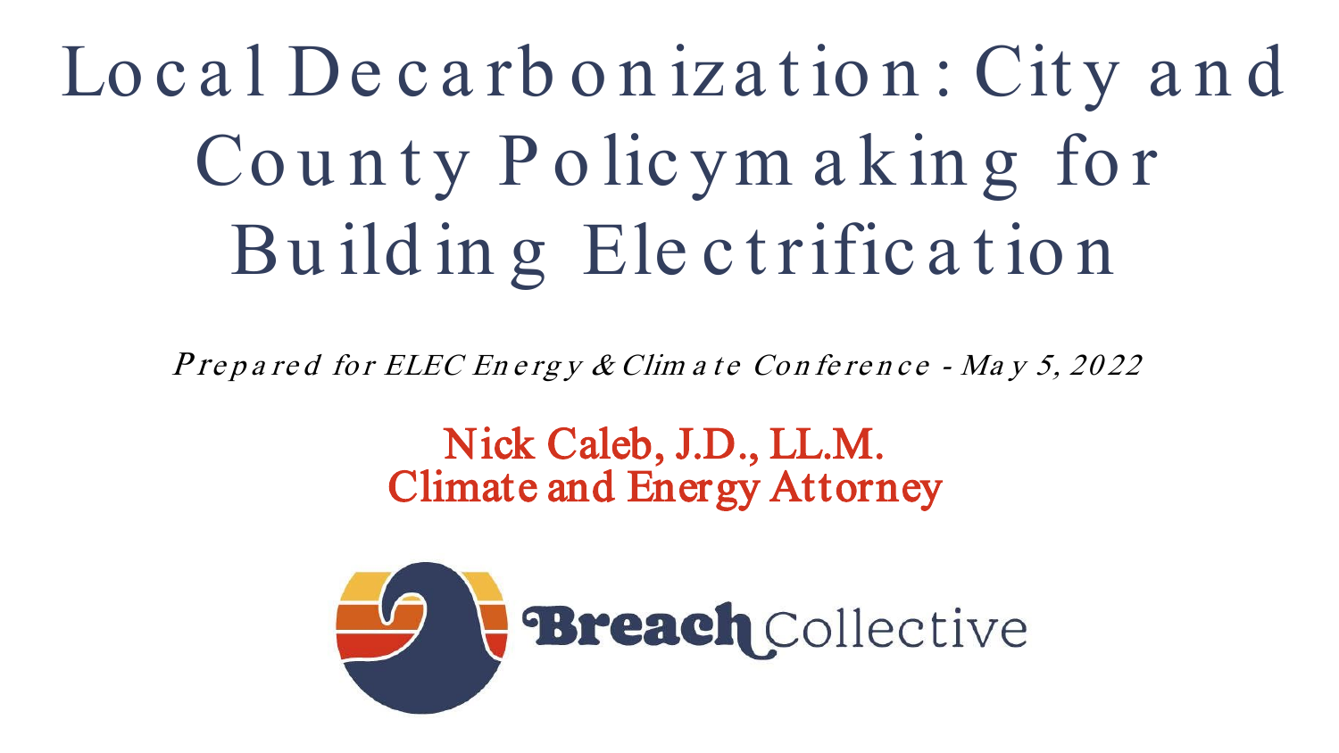# Local Decarbonization: City and County Policymaking for Building Electrification

*Prepared for ELEC Energy & Climate Conference - May 5, 2022*

**Nick Caleb, J.D., LL.M.**
**Climate and Energy Attorney**

Breach Collective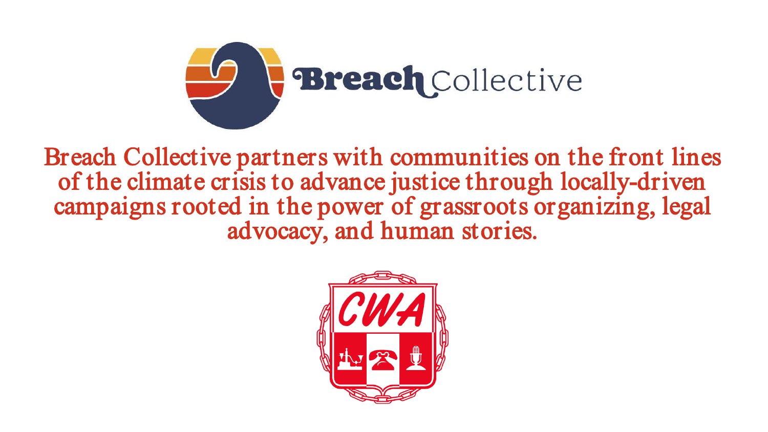Breach Collective

Breach Collective partners with communities on the front lines of the climate crisis to advance justice through locally-driven campaigns rooted in the power of grassroots organizing, legal advocacy, and human stories.

CWA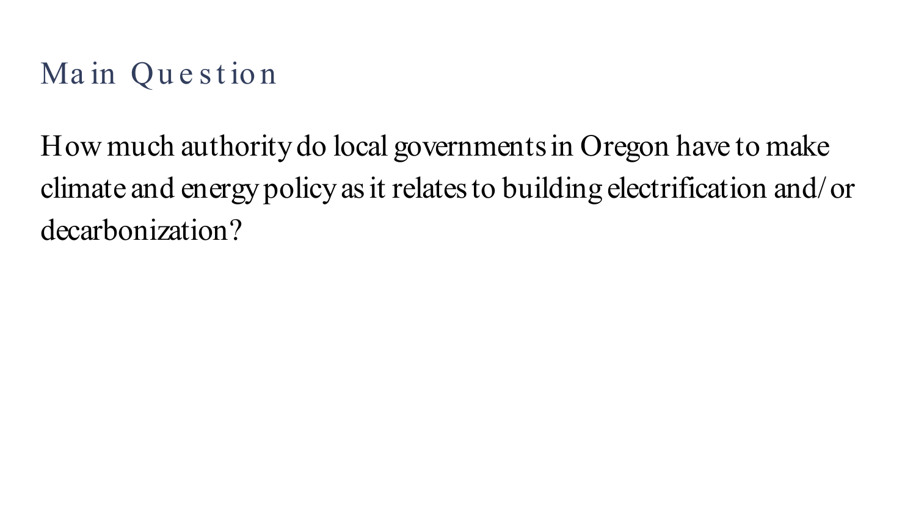## Main Question

How much authority do local governments in Oregon have to make climate and energy policy as it relates to building electrification and/or decarbonization?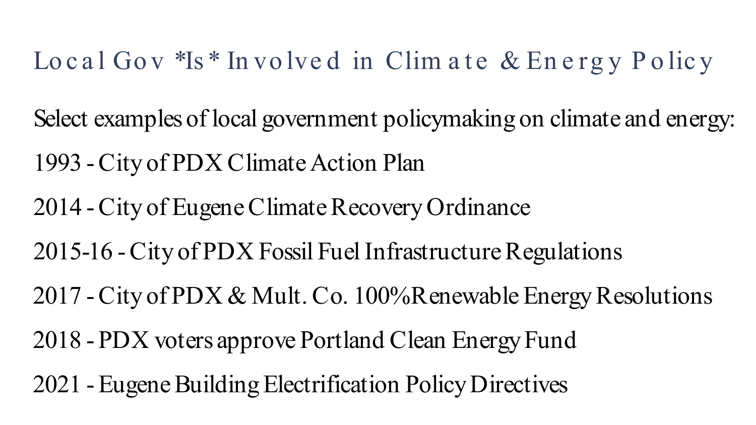# Local Gov *Is* Involved in Climate & Energy Policy

Select examples of local government policymaking on climate and energy:

1993 - City of PDX Climate Action Plan

2014 - City of Eugene Climate Recovery Ordinance

2015-16 - City of PDX Fossil Fuel Infrastructure Regulations

2017 - City of PDX & Mult. Co. 100% Renewable Energy Resolutions

2018 - PDX voters approve Portland Clean Energy Fund

2021 - Eugene Building Electrification Policy Directives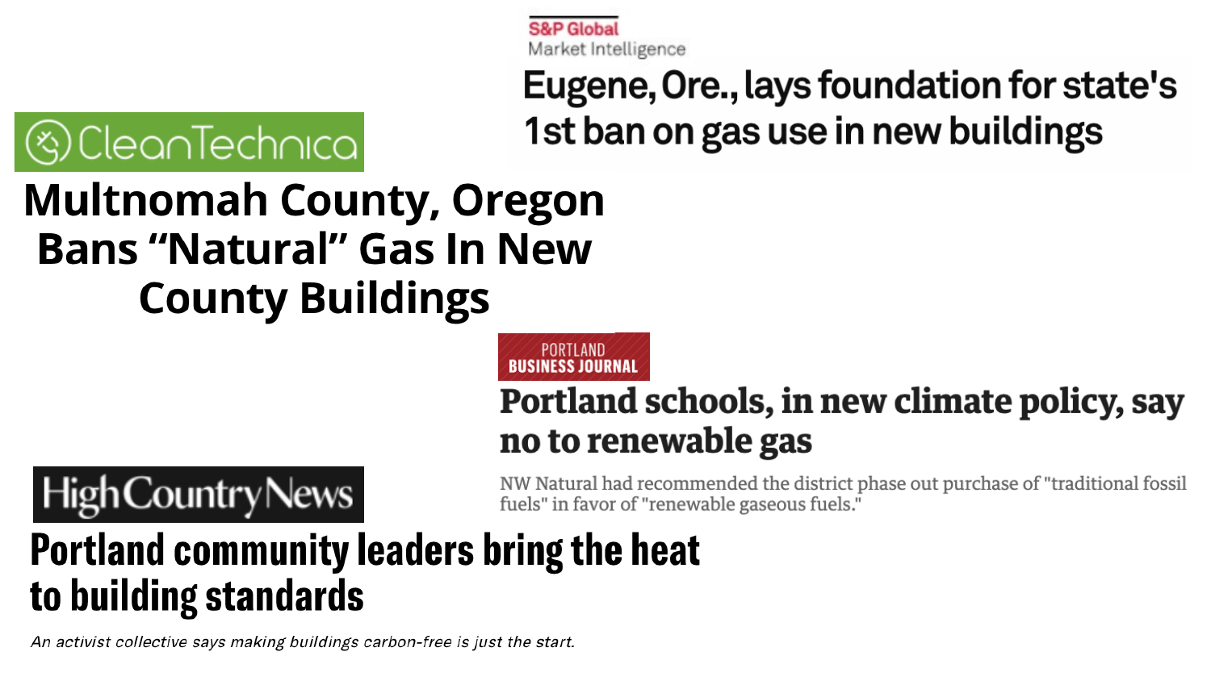S&P Global
Market Intelligence

## Eugene, Ore., lays foundation for state's 1st ban on gas use in new buildings

CleanTechnica

## Multnomah County, Oregon Bans "Natural" Gas In New County Buildings

PORTLAND BUSINESS JOURNAL

## Portland schools, in new climate policy, say no to renewable gas

NW Natural had recommended the district phase out purchase of "traditional fossil fuels" in favor of "renewable gaseous fuels."

High Country News

## Portland community leaders bring the heat to building standards

*An activist collective says making buildings carbon-free is just the start.*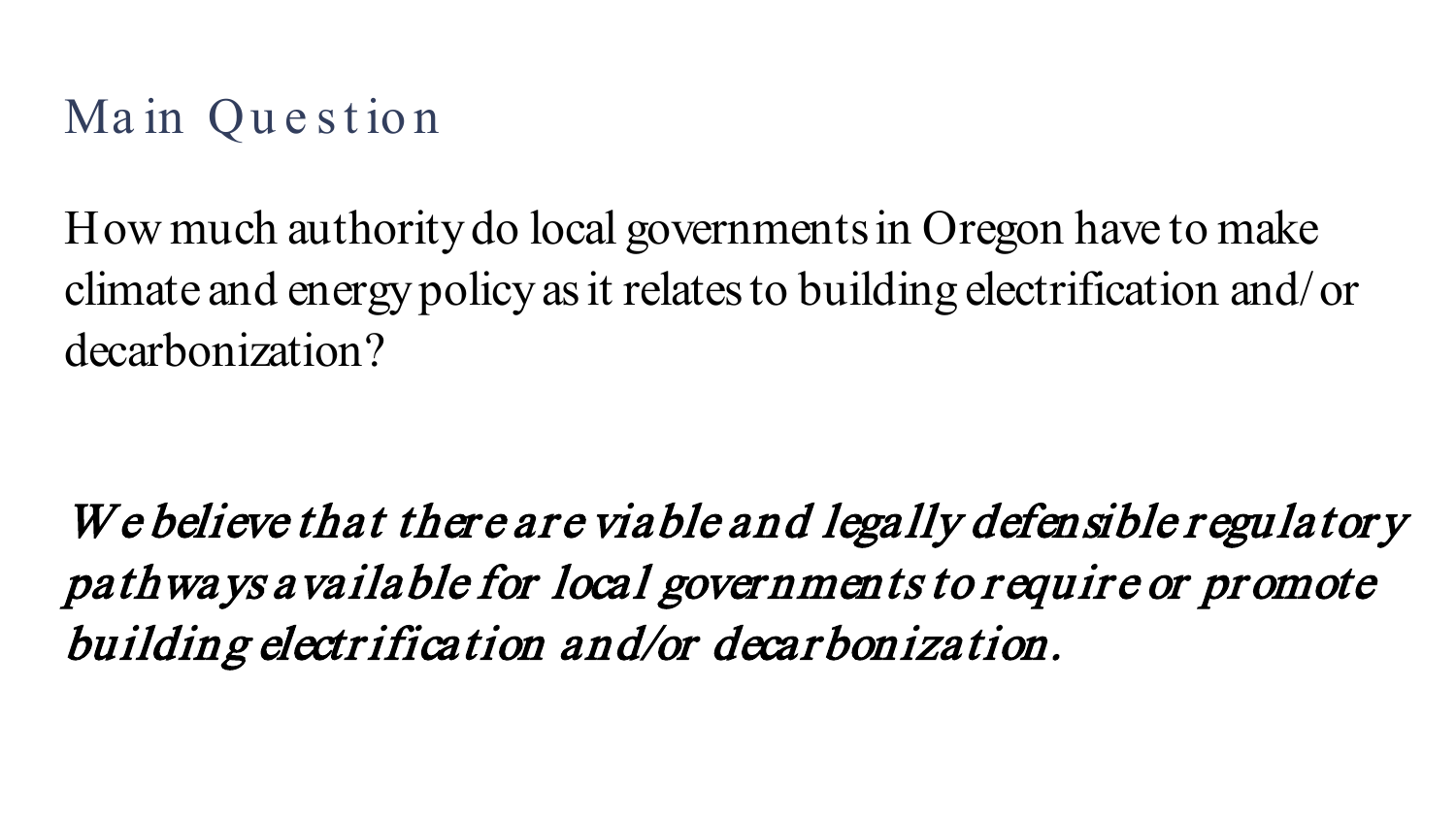# Main Question

How much authority do local governments in Oregon have to make climate and energy policy as it relates to building electrification and/or decarbonization?

*We believe that there are viable and legally defensible regulatory pathways available for local governments to require or promote building electrification and/or decarbonization.*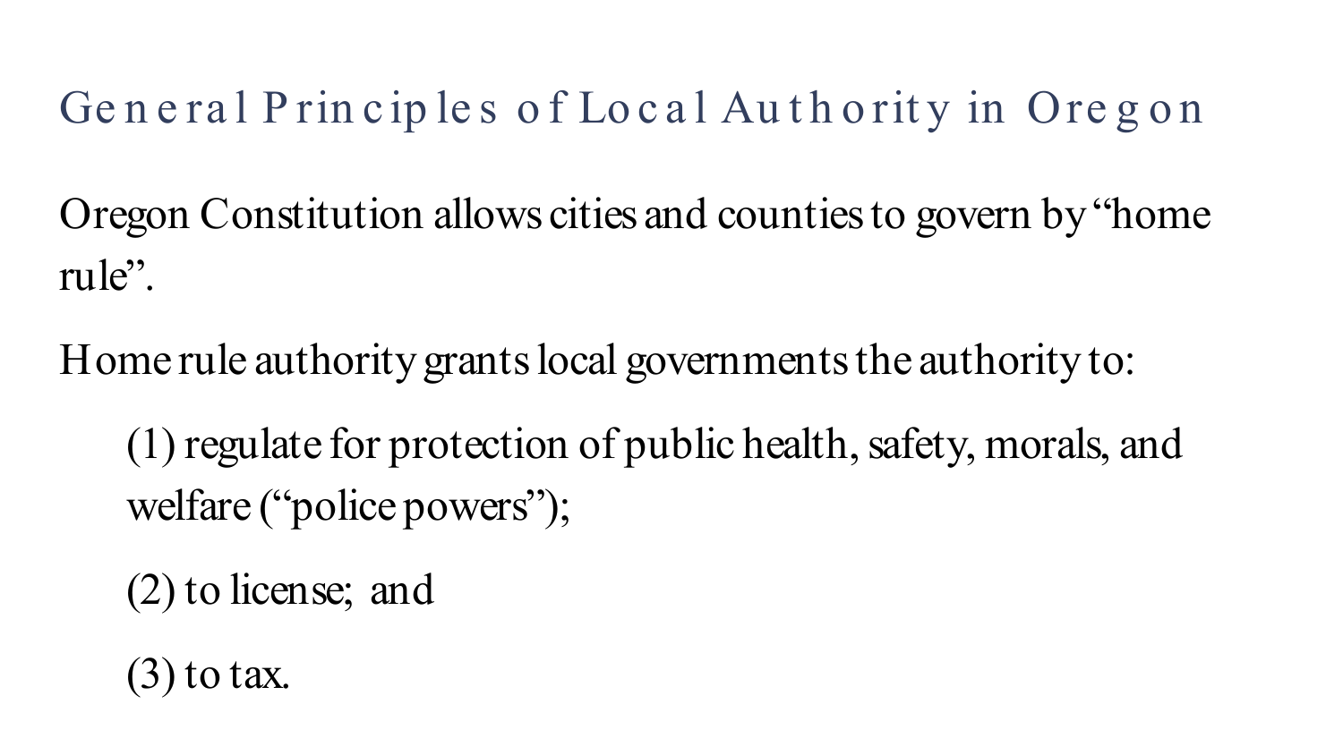# General Principles of Local Authority in Oregon

Oregon Constitution allows cities and counties to govern by “home rule”.

Home rule authority grants local governments the authority to:

(1) regulate for protection of public health, safety, morals, and welfare (“police powers”);

(2) to license; and

(3) to tax.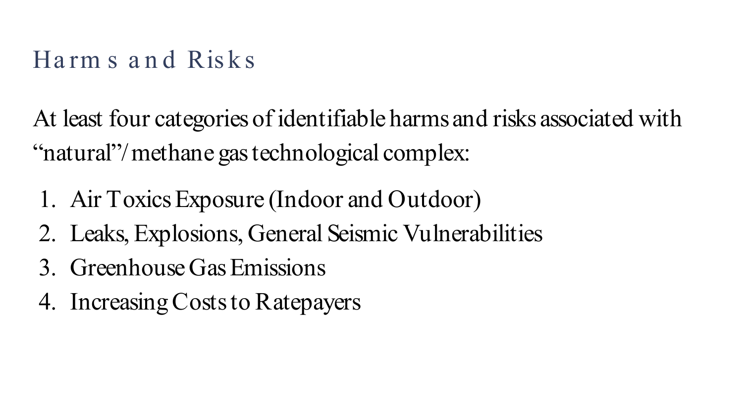## Harms and Risks

At least four categories of identifiable harms and risks associated with "natural"/methane gas technological complex:

1. Air Toxics Exposure (Indoor and Outdoor)
2. Leaks, Explosions, General Seismic Vulnerabilities
3. Greenhouse Gas Emissions
4. Increasing Costs to Ratepayers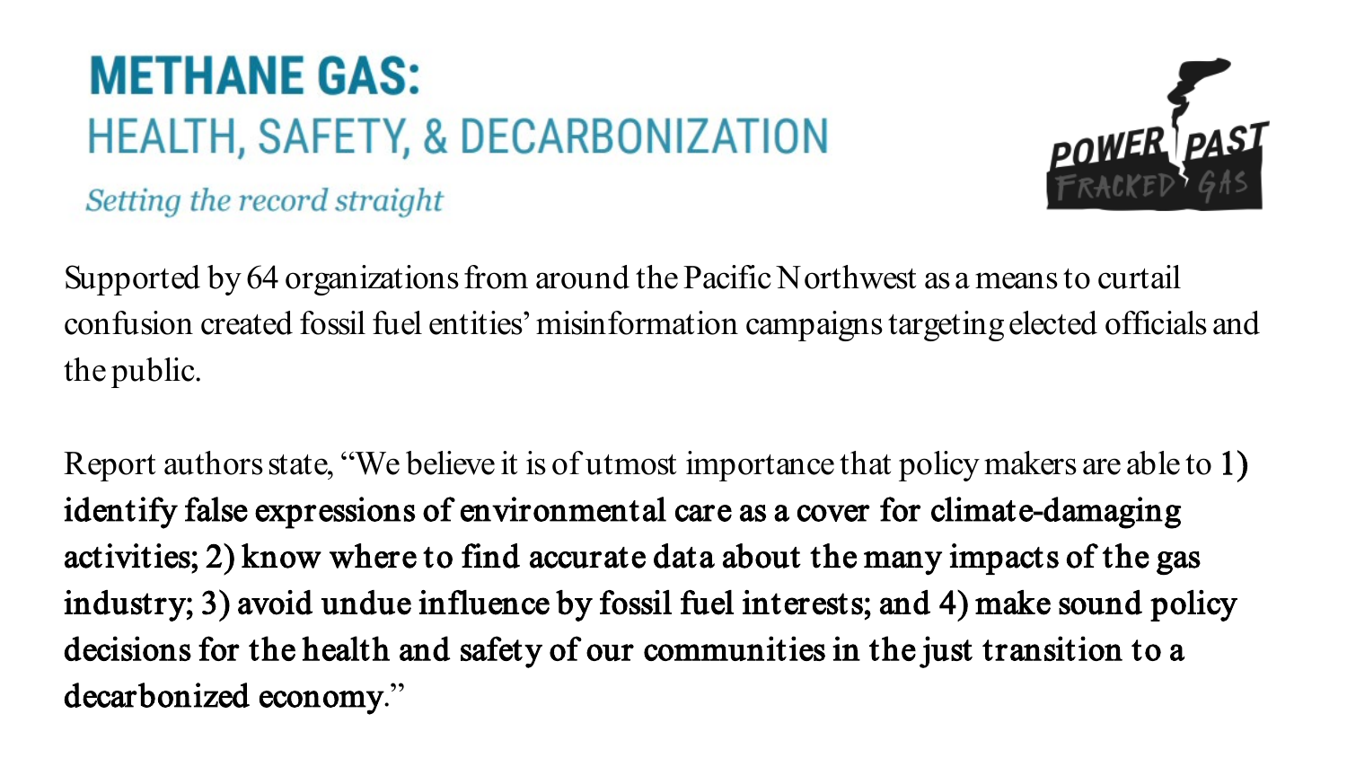# METHANE GAS:

## HEALTH, SAFETY, & DECARBONIZATION

*Setting the record straight*

POWER PAST FRACKED GAS

Supported by 64 organizations from around the Pacific Northwest as a means to curtail confusion created fossil fuel entities' misinformation campaigns targeting elected officials and the public.

Report authors state, "We believe it is of utmost importance that policy makers are able to **1) identify false expressions of environmental care as a cover for climate-damaging activities; 2) know where to find accurate data about the many impacts of the gas industry; 3) avoid undue influence by fossil fuel interests; and 4) make sound policy decisions for the health and safety of our communities in the just transition to a decarbonized economy**."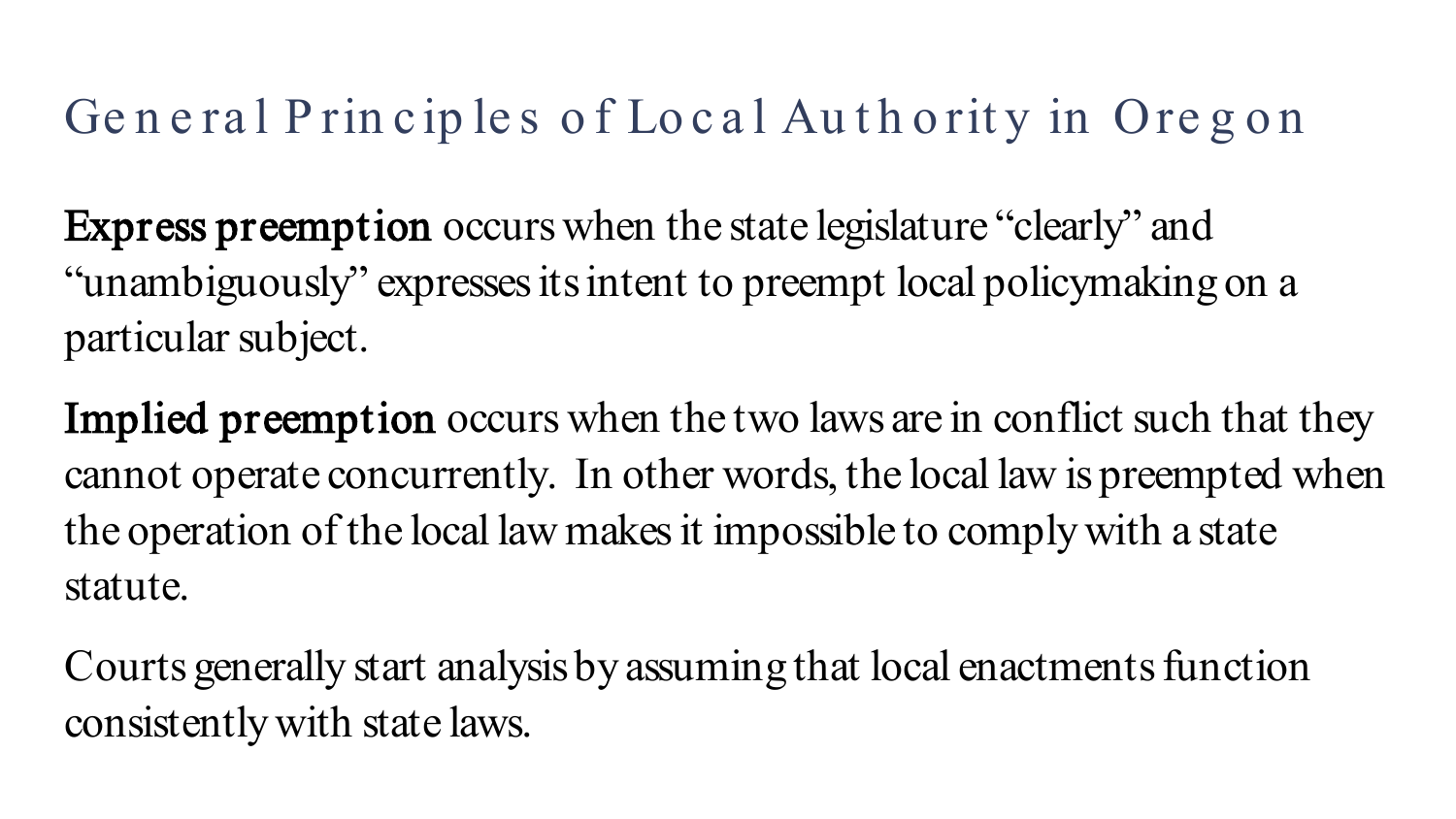# General Principles of Local Authority in Oregon

**Express preemption** occurs when the state legislature “clearly” and “unambiguously” expresses its intent to preempt local policymaking on a particular subject.

**Implied preemption** occurs when the two laws are in conflict such that they cannot operate concurrently. In other words, the local law is preempted when the operation of the local law makes it impossible to comply with a state statute.

Courts generally start analysis by assuming that local enactments function consistently with state laws.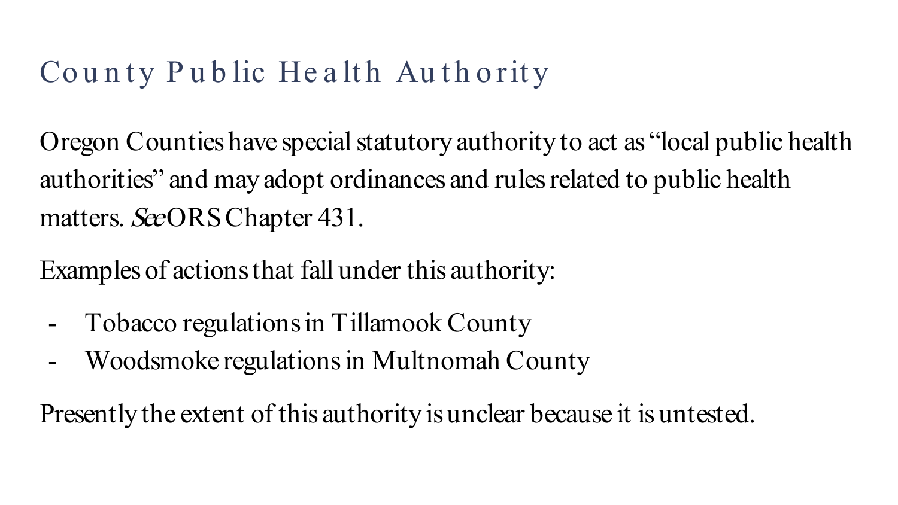# County Public Health Authority

Oregon Counties have special statutory authority to act as "local public health authorities" and may adopt ordinances and rules related to public health matters. *See* ORS Chapter 431.

Examples of actions that fall under this authority:

- Tobacco regulations in Tillamook County
- Woodsmoke regulations in Multnomah County

Presently the extent of this authority is unclear because it is untested.